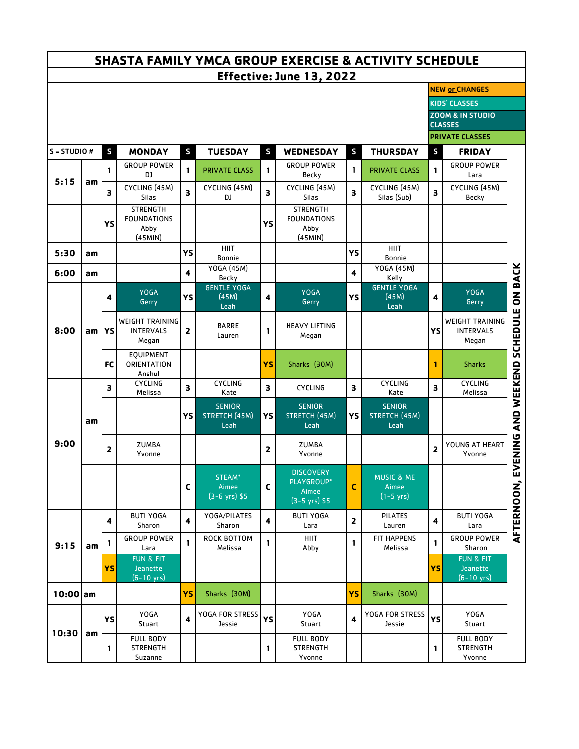# SHASTA FAMILY YMCA GROUP EXERCISE & ACTIVITY SCHEDULE

## Effective: June 13, 2022

**Legend:**
- NEW or CHANGES
- KIDS' CLASSES
- ZOOM & IN STUDIO CLASSES
- PRIVATE CLASSES

| S = STUDIO # | | S | MONDAY | S | TUESDAY | S | WEDNESDAY | S | THURSDAY | S | FRIDAY |
|---|---|---|---|---|---|---|---|---|---|---|---|
| 5:15 | am | 1 | GROUP POWER DJ | 1 | PRIVATE CLASS | 1 | GROUP POWER Becky | 1 | PRIVATE CLASS | 1 | GROUP POWER Lara |
| | | 3 | CYCLING (45M) Silas | 3 | CYCLING (45M) DJ | 3 | CYCLING (45M) Silas | 3 | CYCLING (45M) Silas (Sub) | 3 | CYCLING (45M) Becky |
| | | YS | STRENGTH FOUNDATIONS Abby (45MIN) | | | YS | STRENGTH FOUNDATIONS Abby (45MIN) | | | | |
| 5:30 | am | | | YS | HIIT Bonnie | | | YS | HIIT Bonnie | | |
| 6:00 | am | | | 4 | YOGA (45M) Becky | | | 4 | YOGA (45M) Kelly | | |
| 8:00 | am | 4 | YOGA Gerry | YS | GENTLE YOGA (45M) Leah | 4 | YOGA Gerry | YS | GENTLE YOGA (45M) Leah | 4 | YOGA Gerry |
| | | YS | WEIGHT TRAINING INTERVALS Megan | 2 | BARRE Lauren | 1 | HEAVY LIFTING Megan | | | YS | WEIGHT TRAINING INTERVALS Megan |
| | | FC | EQUIPMENT ORIENTATION Anshul | | | YS | Sharks (30M) | | | 1 | Sharks |
| 9:00 | am | 3 | CYCLING Melissa | 3 | CYCLING Kate | 3 | CYCLING | 3 | CYCLING Kate | 3 | CYCLING Melissa |
| | | | | YS | SENIOR STRETCH (45M) Leah | YS | SENIOR STRETCH (45M) Leah | YS | SENIOR STRETCH (45M) Leah | | |
| | | 2 | ZUMBA Yvonne | | | 2 | ZUMBA Yvonne | | | 2 | YOUNG AT HEART Yvonne |
| | | | | C | STEAM* Aimee (3-6 yrs) $5 | C | DISCOVERY PLAYGROUP* Aimee (3-5 yrs) $5 | C | MUSIC & ME Aimee (1-5 yrs) | | |
| 9:15 | am | 4 | BUTI YOGA Sharon | 4 | YOGA/PILATES Sharon | 4 | BUTI YOGA Lara | 2 | PILATES Lauren | 4 | BUTI YOGA Lara |
| | | 1 | GROUP POWER Lara | 1 | ROCK BOTTOM Melissa | 1 | HIIT Abby | 1 | FIT HAPPENS Melissa | 1 | GROUP POWER Sharon |
| | | YS | FUN & FIT Jeanette (6-10 yrs) | | | | | | | YS | FUN & FIT Jeanette (6-10 yrs) |
| 10:00 | am | | | YS | Sharks (30M) | | | YS | Sharks (30M) | | |
| 10:30 | am | YS | YOGA Stuart | 4 | YOGA FOR STRESS Jessie | YS | YOGA Stuart | 4 | YOGA FOR STRESS Jessie | YS | YOGA Stuart |
| | | 1 | FULL BODY STRENGTH Suzanne | | | 1 | FULL BODY STRENGTH Yvonne | | | 1 | FULL BODY STRENGTH Yvonne |

AFTERNOON, EVENING AND WEEKEND SCHEDULE ON BACK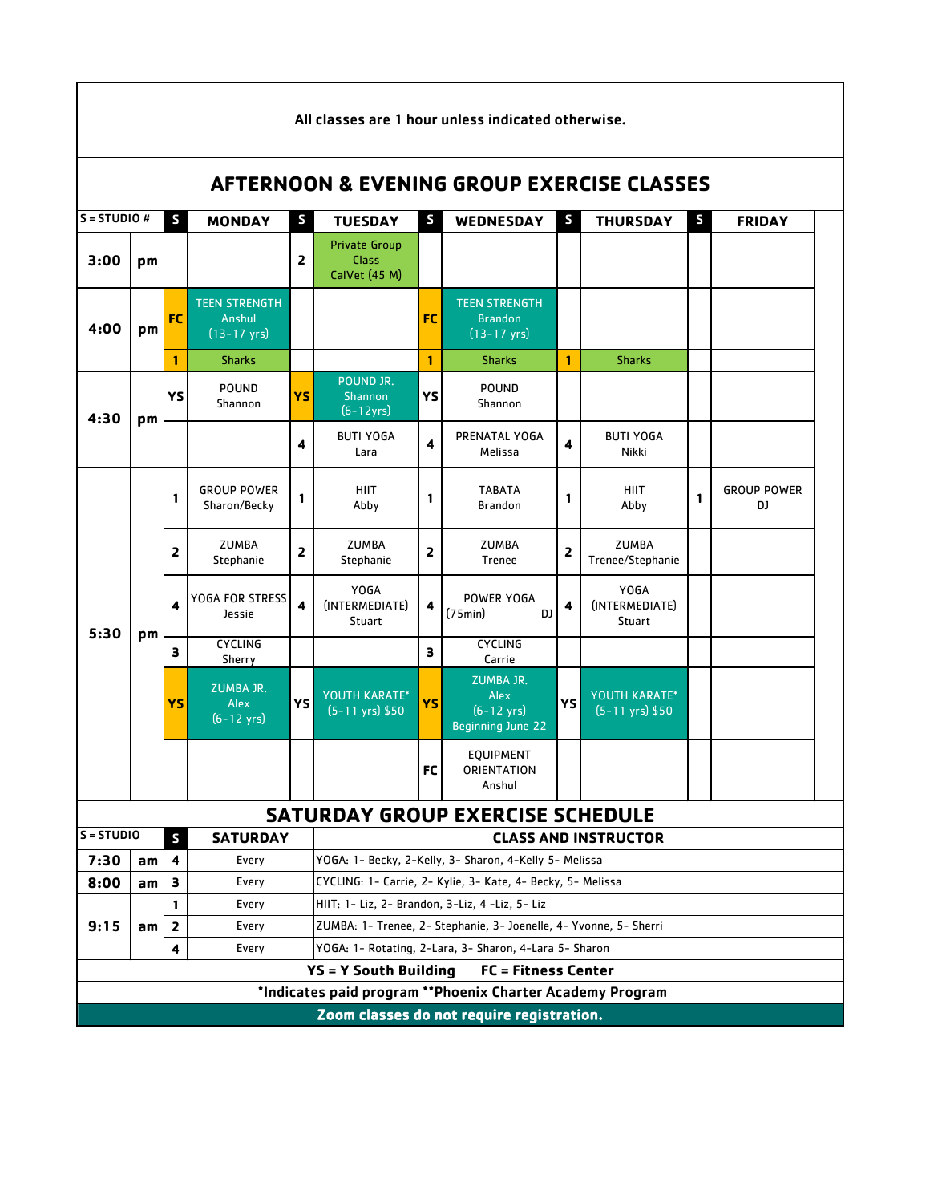All classes are 1 hour unless indicated otherwise.

## AFTERNOON & EVENING GROUP EXERCISE CLASSES

| S = STUDIO # | | S | MONDAY | S | TUESDAY | S | WEDNESDAY | S | THURSDAY | S | FRIDAY |
|---|---|---|---|---|---|---|---|---|---|---|---|
| 3:00 | pm | | | 2 | Private Group Class CalVet (45 M) | | | | | | |
| 4:00 | pm | FC | TEEN STRENGTH Anshul (13-17 yrs) | | | FC | TEEN STRENGTH Brandon (13-17 yrs) | | | | |
| | | 1 | Sharks | | | 1 | Sharks | 1 | Sharks | | |
| 4:30 | pm | YS | POUND Shannon | YS | POUND JR. Shannon (6-12yrs) | YS | POUND Shannon | | | | |
| | | | | 4 | BUTI YOGA Lara | 4 | PRENATAL YOGA Melissa | 4 | BUTI YOGA Nikki | | |
| 5:30 | pm | 1 | GROUP POWER Sharon/Becky | 1 | HIIT Abby | 1 | TABATA Brandon | 1 | HIIT Abby | 1 | GROUP POWER DJ |
| | | 2 | ZUMBA Stephanie | 2 | ZUMBA Stephanie | 2 | ZUMBA Trenee | 2 | ZUMBA Trenee/Stephanie | | |
| | | 4 | YOGA FOR STRESS Jessie | 4 | YOGA (INTERMEDIATE) Stuart | 4 | POWER YOGA (75min) DJ | 4 | YOGA (INTERMEDIATE) Stuart | | |
| | | 3 | CYCLING Sherry | | | 3 | CYCLING Carrie | | | | |
| | | YS | ZUMBA JR. Alex (6-12 yrs) | YS | YOUTH KARATE* (5-11 yrs) $50 | YS | ZUMBA JR. Alex (6-12 yrs) Beginning June 22 | YS | YOUTH KARATE* (5-11 yrs) $50 | | |
| | | | | | | FC | EQUIPMENT ORIENTATION Anshul | | | | |

## SATURDAY GROUP EXERCISE SCHEDULE

| S = STUDIO | | S | SATURDAY | CLASS AND INSTRUCTOR |
|---|---|---|---|---|
| 7:30 | am | 4 | Every | YOGA: 1- Becky, 2-Kelly, 3- Sharon, 4-Kelly 5- Melissa |
| 8:00 | am | 3 | Every | CYCLING: 1- Carrie, 2- Kylie, 3- Kate, 4- Becky, 5- Melissa |
| 9:15 | am | 1 | Every | HIIT: 1- Liz, 2- Brandon, 3-Liz, 4 -Liz, 5- Liz |
| | | 2 | Every | ZUMBA: 1- Trenee, 2- Stephanie, 3- Joenelle, 4- Yvonne, 5- Sherri |
| | | 4 | Every | YOGA: 1- Rotating, 2-Lara, 3- Sharon, 4-Lara 5- Sharon |

**YS = Y South Building FC = Fitness Center**

**\*Indicates paid program \*\*Phoenix Charter Academy Program**

**Zoom classes do not require registration.**